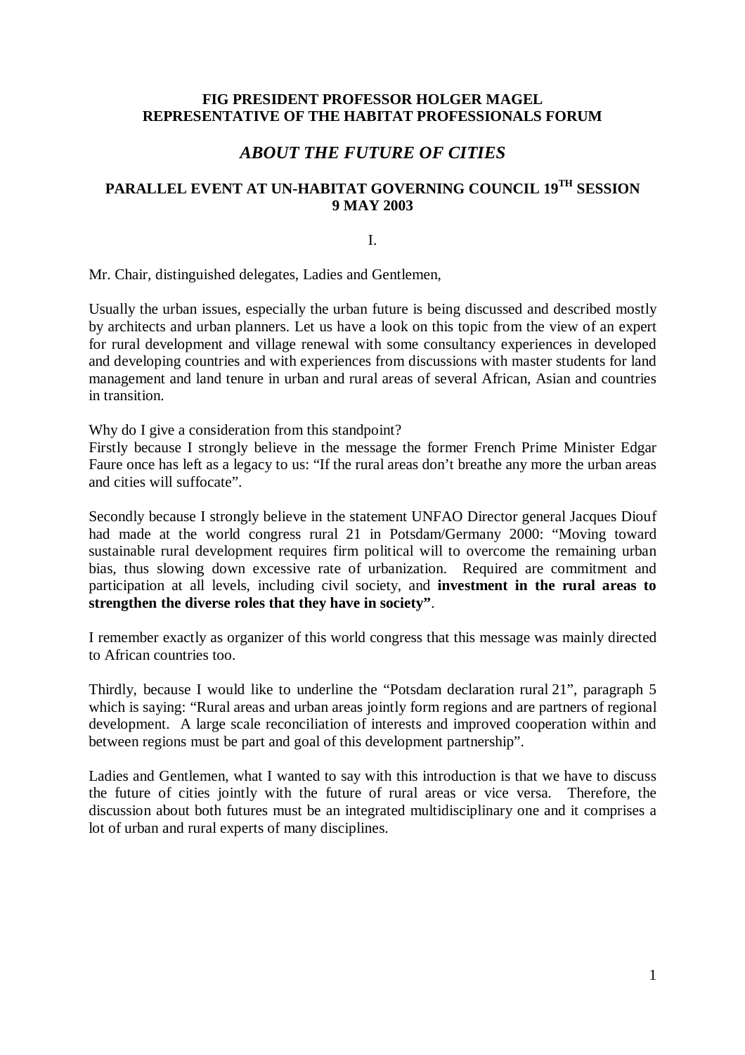**FIG PRESIDENT PROFESSOR HOLGER MAGEL**
**REPRESENTATIVE OF THE HABITAT PROFESSIONALS FORUM**

# *ABOUT THE FUTURE OF CITIES*

## PARALLEL EVENT AT UN-HABITAT GOVERNING COUNCIL 19TH SESSION 9 MAY 2003

I.

Mr. Chair, distinguished delegates, Ladies and Gentlemen,

Usually the urban issues, especially the urban future is being discussed and described mostly by architects and urban planners. Let us have a look on this topic from the view of an expert for rural development and village renewal with some consultancy experiences in developed and developing countries and with experiences from discussions with master students for land management and land tenure in urban and rural areas of several African, Asian and countries in transition.

Why do I give a consideration from this standpoint?
Firstly because I strongly believe in the message the former French Prime Minister Edgar Faure once has left as a legacy to us: "If the rural areas don't breathe any more the urban areas and cities will suffocate".

Secondly because I strongly believe in the statement UNFAO Director general Jacques Diouf had made at the world congress rural 21 in Potsdam/Germany 2000: "Moving toward sustainable rural development requires firm political will to overcome the remaining urban bias, thus slowing down excessive rate of urbanization. Required are commitment and participation at all levels, including civil society, and **investment in the rural areas to strengthen the diverse roles that they have in society"**.

I remember exactly as organizer of this world congress that this message was mainly directed to African countries too.

Thirdly, because I would like to underline the "Potsdam declaration rural 21", paragraph 5 which is saying: "Rural areas and urban areas jointly form regions and are partners of regional development. A large scale reconciliation of interests and improved cooperation within and between regions must be part and goal of this development partnership".

Ladies and Gentlemen, what I wanted to say with this introduction is that we have to discuss the future of cities jointly with the future of rural areas or vice versa. Therefore, the discussion about both futures must be an integrated multidisciplinary one and it comprises a lot of urban and rural experts of many disciplines.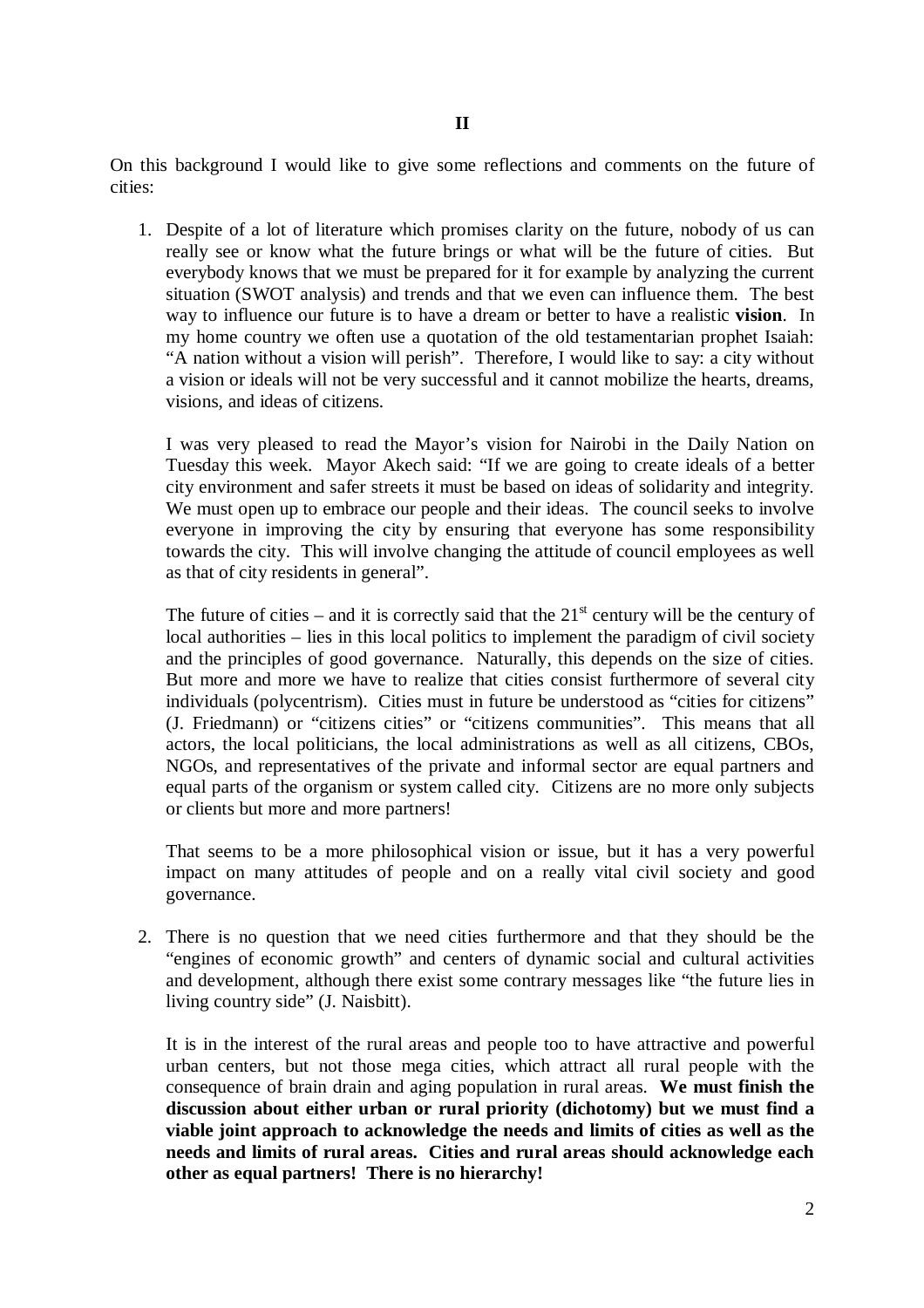## II

On this background I would like to give some reflections and comments on the future of cities:

1. Despite of a lot of literature which promises clarity on the future, nobody of us can really see or know what the future brings or what will be the future of cities. But everybody knows that we must be prepared for it for example by analyzing the current situation (SWOT analysis) and trends and that we even can influence them. The best way to influence our future is to have a dream or better to have a realistic **vision**. In my home country we often use a quotation of the old testamentarian prophet Isaiah: "A nation without a vision will perish". Therefore, I would like to say: a city without a vision or ideals will not be very successful and it cannot mobilize the hearts, dreams, visions, and ideas of citizens.

   I was very pleased to read the Mayor's vision for Nairobi in the Daily Nation on Tuesday this week. Mayor Akech said: "If we are going to create ideals of a better city environment and safer streets it must be based on ideas of solidarity and integrity. We must open up to embrace our people and their ideas. The council seeks to involve everyone in improving the city by ensuring that everyone has some responsibility towards the city. This will involve changing the attitude of council employees as well as that of city residents in general".

   The future of cities – and it is correctly said that the 21st century will be the century of local authorities – lies in this local politics to implement the paradigm of civil society and the principles of good governance. Naturally, this depends on the size of cities. But more and more we have to realize that cities consist furthermore of several city individuals (polycentrism). Cities must in future be understood as "cities for citizens" (J. Friedmann) or "citizens cities" or "citizens communities". This means that all actors, the local politicians, the local administrations as well as all citizens, CBOs, NGOs, and representatives of the private and informal sector are equal partners and equal parts of the organism or system called city. Citizens are no more only subjects or clients but more and more partners!

   That seems to be a more philosophical vision or issue, but it has a very powerful impact on many attitudes of people and on a really vital civil society and good governance.

2. There is no question that we need cities furthermore and that they should be the "engines of economic growth" and centers of dynamic social and cultural activities and development, although there exist some contrary messages like "the future lies in living country side" (J. Naisbitt).

   It is in the interest of the rural areas and people too to have attractive and powerful urban centers, but not those mega cities, which attract all rural people with the consequence of brain drain and aging population in rural areas. **We must finish the discussion about either urban or rural priority (dichotomy) but we must find a viable joint approach to acknowledge the needs and limits of cities as well as the needs and limits of rural areas. Cities and rural areas should acknowledge each other as equal partners! There is no hierarchy!**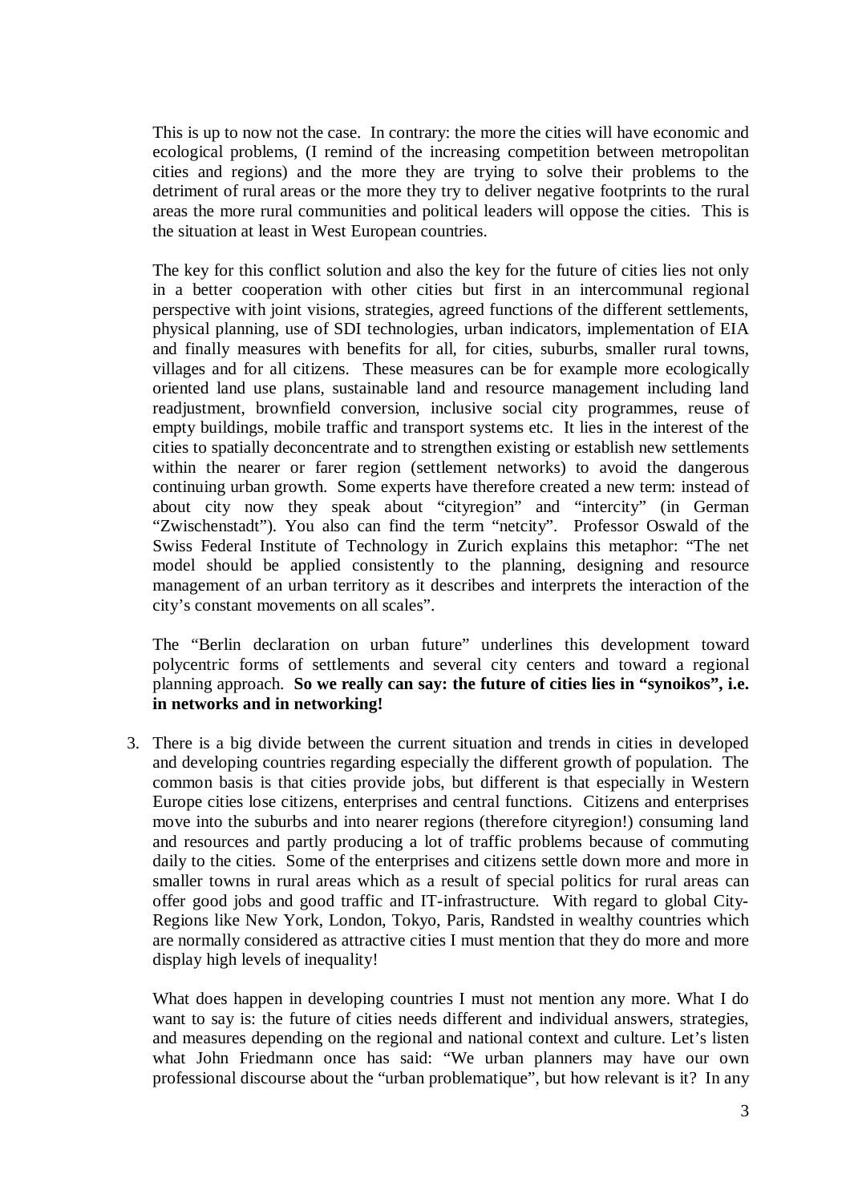This is up to now not the case. In contrary: the more the cities will have economic and ecological problems, (I remind of the increasing competition between metropolitan cities and regions) and the more they are trying to solve their problems to the detriment of rural areas or the more they try to deliver negative footprints to the rural areas the more rural communities and political leaders will oppose the cities. This is the situation at least in West European countries.

The key for this conflict solution and also the key for the future of cities lies not only in a better cooperation with other cities but first in an intercommunal regional perspective with joint visions, strategies, agreed functions of the different settlements, physical planning, use of SDI technologies, urban indicators, implementation of EIA and finally measures with benefits for all, for cities, suburbs, smaller rural towns, villages and for all citizens. These measures can be for example more ecologically oriented land use plans, sustainable land and resource management including land readjustment, brownfield conversion, inclusive social city programmes, reuse of empty buildings, mobile traffic and transport systems etc. It lies in the interest of the cities to spatially deconcentrate and to strengthen existing or establish new settlements within the nearer or farer region (settlement networks) to avoid the dangerous continuing urban growth. Some experts have therefore created a new term: instead of about city now they speak about "cityregion" and "intercity" (in German "Zwischenstadt"). You also can find the term "netcity". Professor Oswald of the Swiss Federal Institute of Technology in Zurich explains this metaphor: "The net model should be applied consistently to the planning, designing and resource management of an urban territory as it describes and interprets the interaction of the city's constant movements on all scales".

The "Berlin declaration on urban future" underlines this development toward polycentric forms of settlements and several city centers and toward a regional planning approach. **So we really can say: the future of cities lies in "synoikos", i.e. in networks and in networking!**

3. There is a big divide between the current situation and trends in cities in developed and developing countries regarding especially the different growth of population. The common basis is that cities provide jobs, but different is that especially in Western Europe cities lose citizens, enterprises and central functions. Citizens and enterprises move into the suburbs and into nearer regions (therefore cityregion!) consuming land and resources and partly producing a lot of traffic problems because of commuting daily to the cities. Some of the enterprises and citizens settle down more and more in smaller towns in rural areas which as a result of special politics for rural areas can offer good jobs and good traffic and IT-infrastructure. With regard to global City-Regions like New York, London, Tokyo, Paris, Randsted in wealthy countries which are normally considered as attractive cities I must mention that they do more and more display high levels of inequality!

   What does happen in developing countries I must not mention any more. What I do want to say is: the future of cities needs different and individual answers, strategies, and measures depending on the regional and national context and culture. Let's listen what John Friedmann once has said: "We urban planners may have our own professional discourse about the "urban problematique", but how relevant is it? In any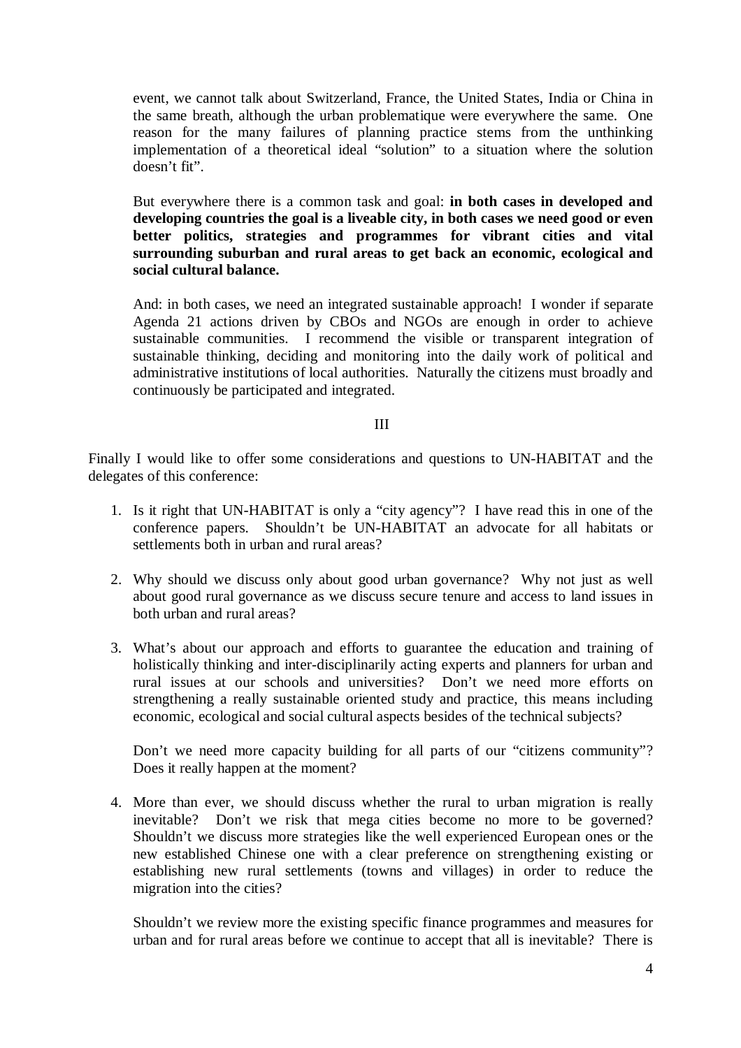event, we cannot talk about Switzerland, France, the United States, India or China in the same breath, although the urban problematique were everywhere the same. One reason for the many failures of planning practice stems from the unthinking implementation of a theoretical ideal "solution" to a situation where the solution doesn't fit".

But everywhere there is a common task and goal: **in both cases in developed and developing countries the goal is a liveable city, in both cases we need good or even better politics, strategies and programmes for vibrant cities and vital surrounding suburban and rural areas to get back an economic, ecological and social cultural balance.**

And: in both cases, we need an integrated sustainable approach! I wonder if separate Agenda 21 actions driven by CBOs and NGOs are enough in order to achieve sustainable communities. I recommend the visible or transparent integration of sustainable thinking, deciding and monitoring into the daily work of political and administrative institutions of local authorities. Naturally the citizens must broadly and continuously be participated and integrated.

## III

Finally I would like to offer some considerations and questions to UN-HABITAT and the delegates of this conference:

1. Is it right that UN-HABITAT is only a "city agency"? I have read this in one of the conference papers. Shouldn't be UN-HABITAT an advocate for all habitats or settlements both in urban and rural areas?

2. Why should we discuss only about good urban governance? Why not just as well about good rural governance as we discuss secure tenure and access to land issues in both urban and rural areas?

3. What's about our approach and efforts to guarantee the education and training of holistically thinking and inter-disciplinarily acting experts and planners for urban and rural issues at our schools and universities? Don't we need more efforts on strengthening a really sustainable oriented study and practice, this means including economic, ecological and social cultural aspects besides of the technical subjects?

   Don't we need more capacity building for all parts of our "citizens community"? Does it really happen at the moment?

4. More than ever, we should discuss whether the rural to urban migration is really inevitable? Don't we risk that mega cities become no more to be governed? Shouldn't we discuss more strategies like the well experienced European ones or the new established Chinese one with a clear preference on strengthening existing or establishing new rural settlements (towns and villages) in order to reduce the migration into the cities?

   Shouldn't we review more the existing specific finance programmes and measures for urban and for rural areas before we continue to accept that all is inevitable? There is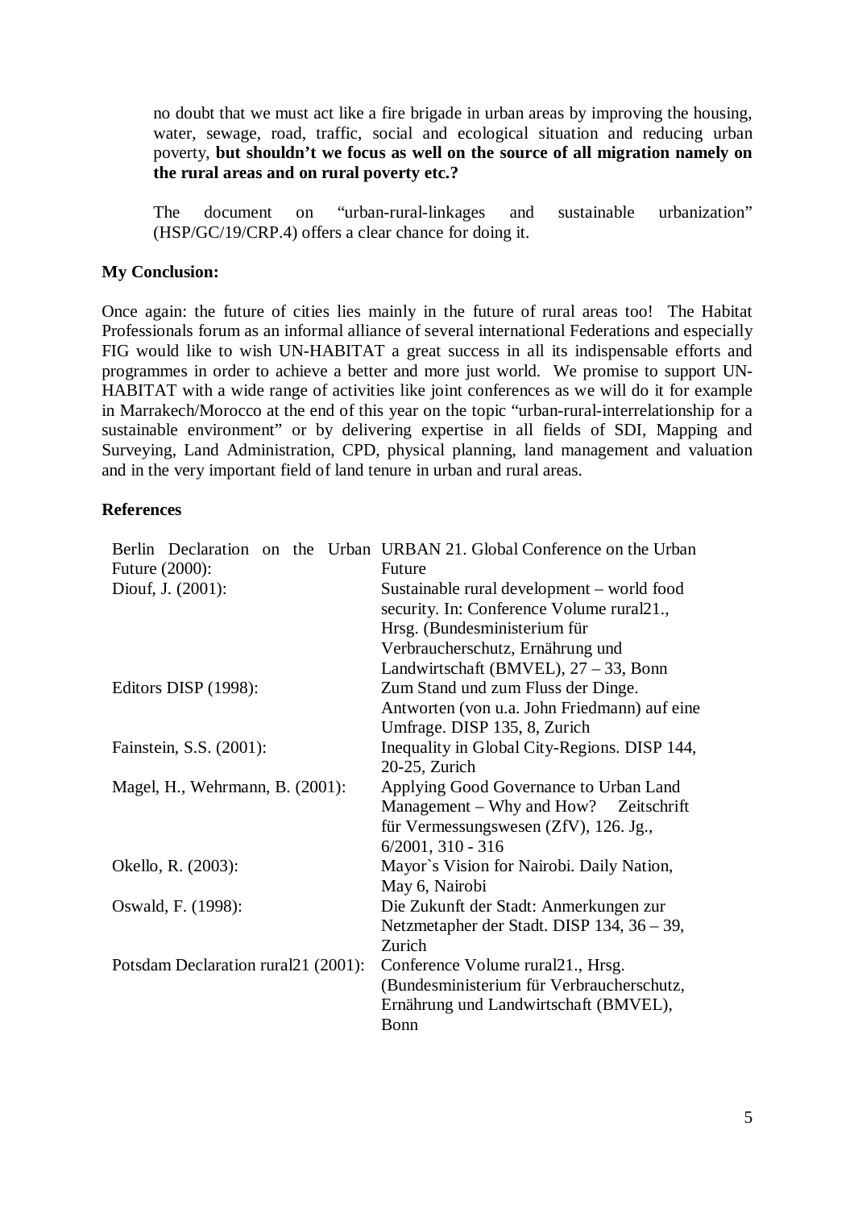no doubt that we must act like a fire brigade in urban areas by improving the housing, water, sewage, road, traffic, social and ecological situation and reducing urban poverty, **but shouldn't we focus as well on the source of all migration namely on the rural areas and on rural poverty etc.?**

The document on "urban-rural-linkages and sustainable urbanization" (HSP/GC/19/CRP.4) offers a clear chance for doing it.

**My Conclusion:**

Once again: the future of cities lies mainly in the future of rural areas too! The Habitat Professionals forum as an informal alliance of several international Federations and especially FIG would like to wish UN-HABITAT a great success in all its indispensable efforts and programmes in order to achieve a better and more just world. We promise to support UN-HABITAT with a wide range of activities like joint conferences as we will do it for example in Marrakech/Morocco at the end of this year on the topic "urban-rural-interrelationship for a sustainable environment" or by delivering expertise in all fields of SDI, Mapping and Surveying, Land Administration, CPD, physical planning, land management and valuation and in the very important field of land tenure in urban and rural areas.

**References**

| | |
|---|---|
| Berlin Declaration on the Urban Future (2000): | URBAN 21. Global Conference on the Urban Future |
| Diouf, J. (2001): | Sustainable rural development – world food security. In: Conference Volume rural21., Hrsg. (Bundesministerium für Verbraucherschutz, Ernährung und Landwirtschaft (BMVEL), 27 – 33, Bonn |
| Editors DISP (1998): | Zum Stand und zum Fluss der Dinge. Antworten (von u.a. John Friedmann) auf eine Umfrage. DISP 135, 8, Zurich |
| Fainstein, S.S. (2001): | Inequality in Global City-Regions. DISP 144, 20-25, Zurich |
| Magel, H., Wehrmann, B. (2001): | Applying Good Governance to Urban Land Management – Why and How? Zeitschrift für Vermessungswesen (ZfV), 126. Jg., 6/2001, 310 - 316 |
| Okello, R. (2003): | Mayor`s Vision for Nairobi. Daily Nation, May 6, Nairobi |
| Oswald, F. (1998): | Die Zukunft der Stadt: Anmerkungen zur Netzmetapher der Stadt. DISP 134, 36 – 39, Zurich |
| Potsdam Declaration rural21 (2001): | Conference Volume rural21., Hrsg. (Bundesministerium für Verbraucherschutz, Ernährung und Landwirtschaft (BMVEL), Bonn |